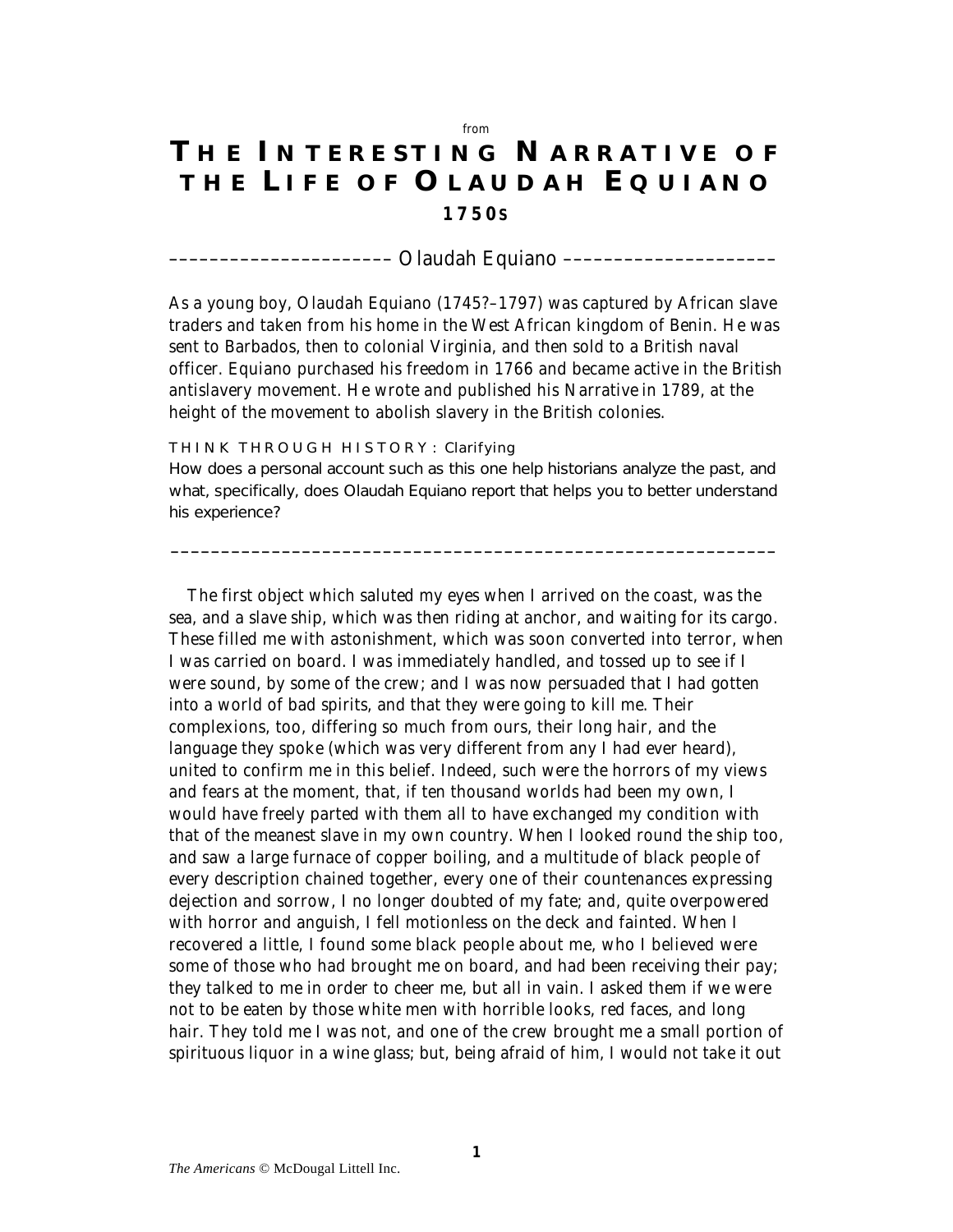from

# THE INTERESTING NARRATIVE OF THE LIFE OF OLAUDAH EQUIANO

## 1750S

Olaudah Equiano

As a young boy, Olaudah Equiano (1745?–1797) was captured by African slave traders and taken from his home in the West African kingdom of Benin. He was sent to Barbados, then to colonial Virginia, and then sold to a British naval officer. Equiano purchased his freedom in 1766 and became active in the British antislavery movement. He wrote and published his Narrative in 1789, at the height of the movement to abolish slavery in the British colonies.

THINK THROUGH HISTORY: Clarifying
How does a personal account such as this one help historians analyze the past, and what, specifically, does Olaudah Equiano report that helps you to better understand his experience?

---

The first object which saluted my eyes when I arrived on the coast, was the sea, and a slave ship, which was then riding at anchor, and waiting for its cargo. These filled me with astonishment, which was soon converted into terror, when I was carried on board. I was immediately handled, and tossed up to see if I were sound, by some of the crew; and I was now persuaded that I had gotten into a world of bad spirits, and that they were going to kill me. Their complexions, too, differing so much from ours, their long hair, and the language they spoke (which was very different from any I had ever heard), united to confirm me in this belief. Indeed, such were the horrors of my views and fears at the moment, that, if ten thousand worlds had been my own, I would have freely parted with them all to have exchanged my condition with that of the meanest slave in my own country. When I looked round the ship too, and saw a large furnace of copper boiling, and a multitude of black people of every description chained together, every one of their countenances expressing dejection and sorrow, I no longer doubted of my fate; and, quite overpowered with horror and anguish, I fell motionless on the deck and fainted. When I recovered a little, I found some black people about me, who I believed were some of those who had brought me on board, and had been receiving their pay; they talked to me in order to cheer me, but all in vain. I asked them if we were not to be eaten by those white men with horrible looks, red faces, and long hair. They told me I was not, and one of the crew brought me a small portion of spirituous liquor in a wine glass; but, being afraid of him, I would not take it out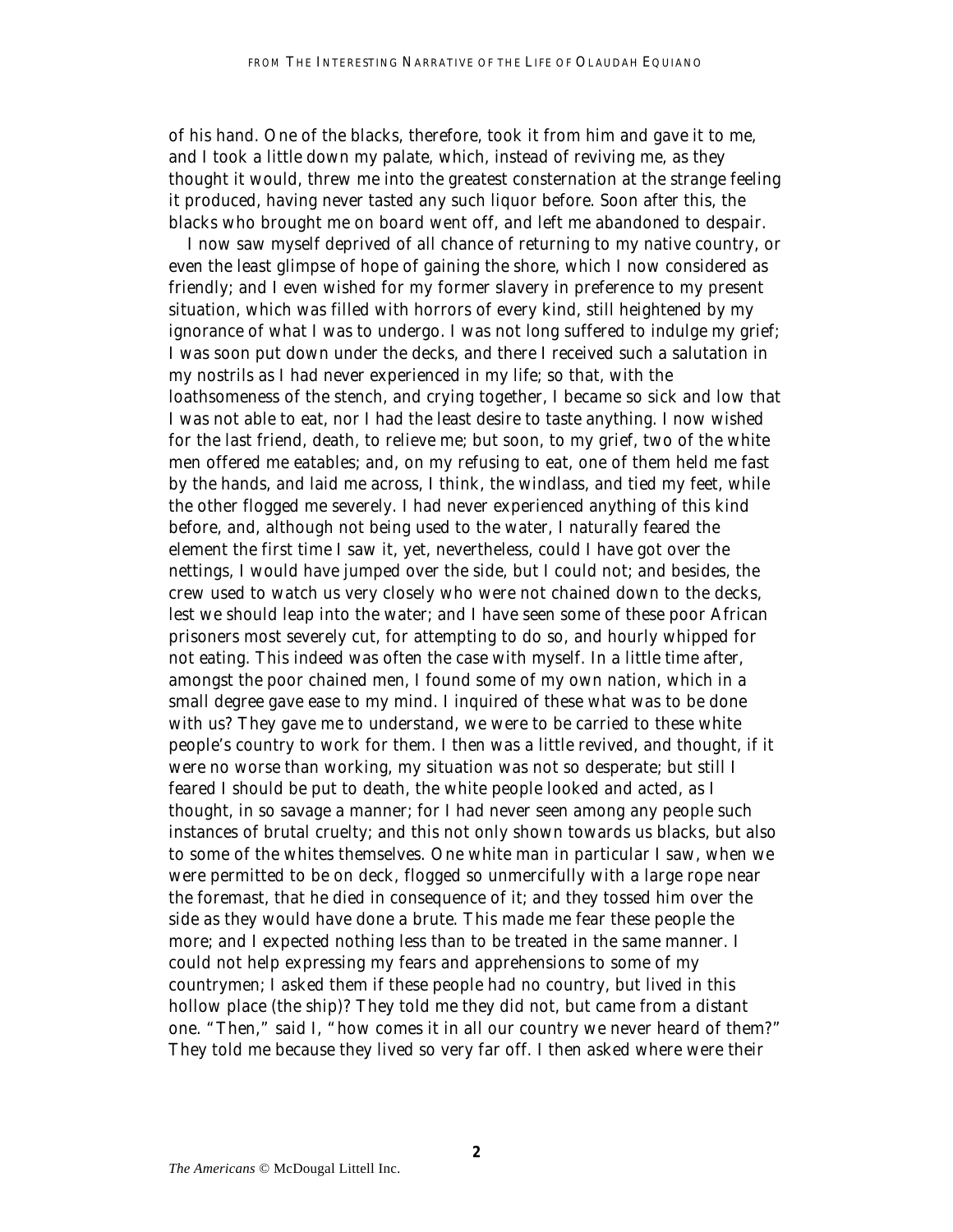of his hand. One of the blacks, therefore, took it from him and gave it to me, and I took a little down my palate, which, instead of reviving me, as they thought it would, threw me into the greatest consternation at the strange feeling it produced, having never tasted any such liquor before. Soon after this, the blacks who brought me on board went off, and left me abandoned to despair.

I now saw myself deprived of all chance of returning to my native country, or even the least glimpse of hope of gaining the shore, which I now considered as friendly; and I even wished for my former slavery in preference to my present situation, which was filled with horrors of every kind, still heightened by my ignorance of what I was to undergo. I was not long suffered to indulge my grief; I was soon put down under the decks, and there I received such a salutation in my nostrils as I had never experienced in my life; so that, with the loathsomeness of the stench, and crying together, I became so sick and low that I was not able to eat, nor I had the least desire to taste anything. I now wished for the last friend, death, to relieve me; but soon, to my grief, two of the white men offered me eatables; and, on my refusing to eat, one of them held me fast by the hands, and laid me across, I think, the windlass, and tied my feet, while the other flogged me severely. I had never experienced anything of this kind before, and, although not being used to the water, I naturally feared the element the first time I saw it, yet, nevertheless, could I have got over the nettings, I would have jumped over the side, but I could not; and besides, the crew used to watch us very closely who were not chained down to the decks, lest we should leap into the water; and I have seen some of these poor African prisoners most severely cut, for attempting to do so, and hourly whipped for not eating. This indeed was often the case with myself. In a little time after, amongst the poor chained men, I found some of my own nation, which in a small degree gave ease to my mind. I inquired of these what was to be done with us? They gave me to understand, we were to be carried to these white people's country to work for them. I then was a little revived, and thought, if it were no worse than working, my situation was not so desperate; but still I feared I should be put to death, the white people looked and acted, as I thought, in so savage a manner; for I had never seen among any people such instances of brutal cruelty; and this not only shown towards us blacks, but also to some of the whites themselves. One white man in particular I saw, when we were permitted to be on deck, flogged so unmercifully with a large rope near the foremast, that he died in consequence of it; and they tossed him over the side as they would have done a brute. This made me fear these people the more; and I expected nothing less than to be treated in the same manner. I could not help expressing my fears and apprehensions to some of my countrymen; I asked them if these people had no country, but lived in this hollow place (the ship)? They told me they did not, but came from a distant one. "Then," said I, "how comes it in all our country we never heard of them?" They told me because they lived so very far off. I then asked where were their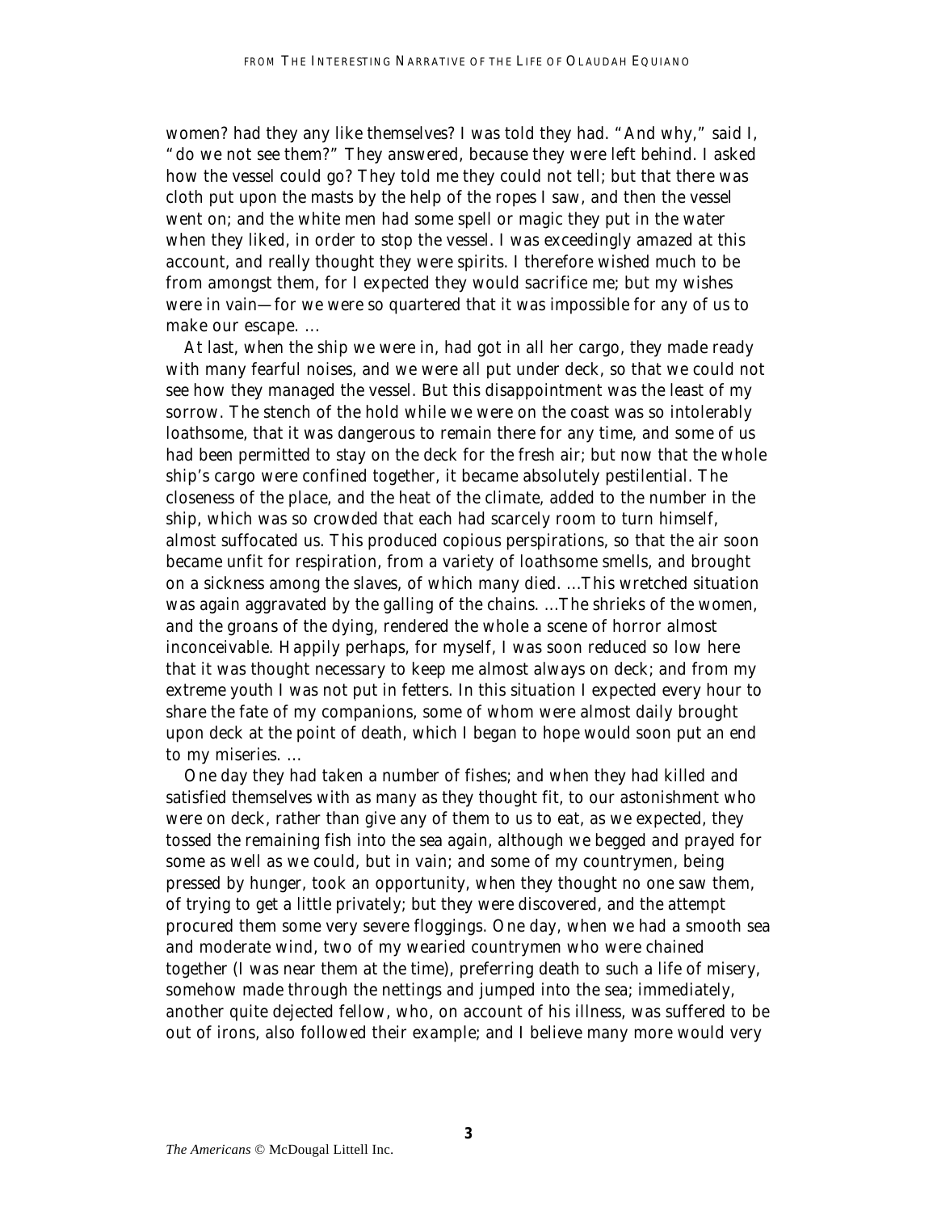women? had they any like themselves? I was told they had. "And why," said I, "do we not see them?" They answered, because they were left behind. I asked how the vessel could go? They told me they could not tell; but that there was cloth put upon the masts by the help of the ropes I saw, and then the vessel went on; and the white men had some spell or magic they put in the water when they liked, in order to stop the vessel. I was exceedingly amazed at this account, and really thought they were spirits. I therefore wished much to be from amongst them, for I expected they would sacrifice me; but my wishes were in vain—for we were so quartered that it was impossible for any of us to make our escape. . . .

At last, when the ship we were in, had got in all her cargo, they made ready with many fearful noises, and we were all put under deck, so that we could not see how they managed the vessel. But this disappointment was the least of my sorrow. The stench of the hold while we were on the coast was so intolerably loathsome, that it was dangerous to remain there for any time, and some of us had been permitted to stay on the deck for the fresh air; but now that the whole ship's cargo were confined together, it became absolutely pestilential. The closeness of the place, and the heat of the climate, added to the number in the ship, which was so crowded that each had scarcely room to turn himself, almost suffocated us. This produced copious perspirations, so that the air soon became unfit for respiration, from a variety of loathsome smells, and brought on a sickness among the slaves, of which many died. . . .This wretched situation was again aggravated by the galling of the chains. . . .The shrieks of the women, and the groans of the dying, rendered the whole a scene of horror almost inconceivable. Happily perhaps, for myself, I was soon reduced so low here that it was thought necessary to keep me almost always on deck; and from my extreme youth I was not put in fetters. In this situation I expected every hour to share the fate of my companions, some of whom were almost daily brought upon deck at the point of death, which I began to hope would soon put an end to my miseries. . . .

One day they had taken a number of fishes; and when they had killed and satisfied themselves with as many as they thought fit, to our astonishment who were on deck, rather than give any of them to us to eat, as we expected, they tossed the remaining fish into the sea again, although we begged and prayed for some as well as we could, but in vain; and some of my countrymen, being pressed by hunger, took an opportunity, when they thought no one saw them, of trying to get a little privately; but they were discovered, and the attempt procured them some very severe floggings. One day, when we had a smooth sea and moderate wind, two of my wearied countrymen who were chained together (I was near them at the time), preferring death to such a life of misery, somehow made through the nettings and jumped into the sea; immediately, another quite dejected fellow, who, on account of his illness, was suffered to be out of irons, also followed their example; and I believe many more would very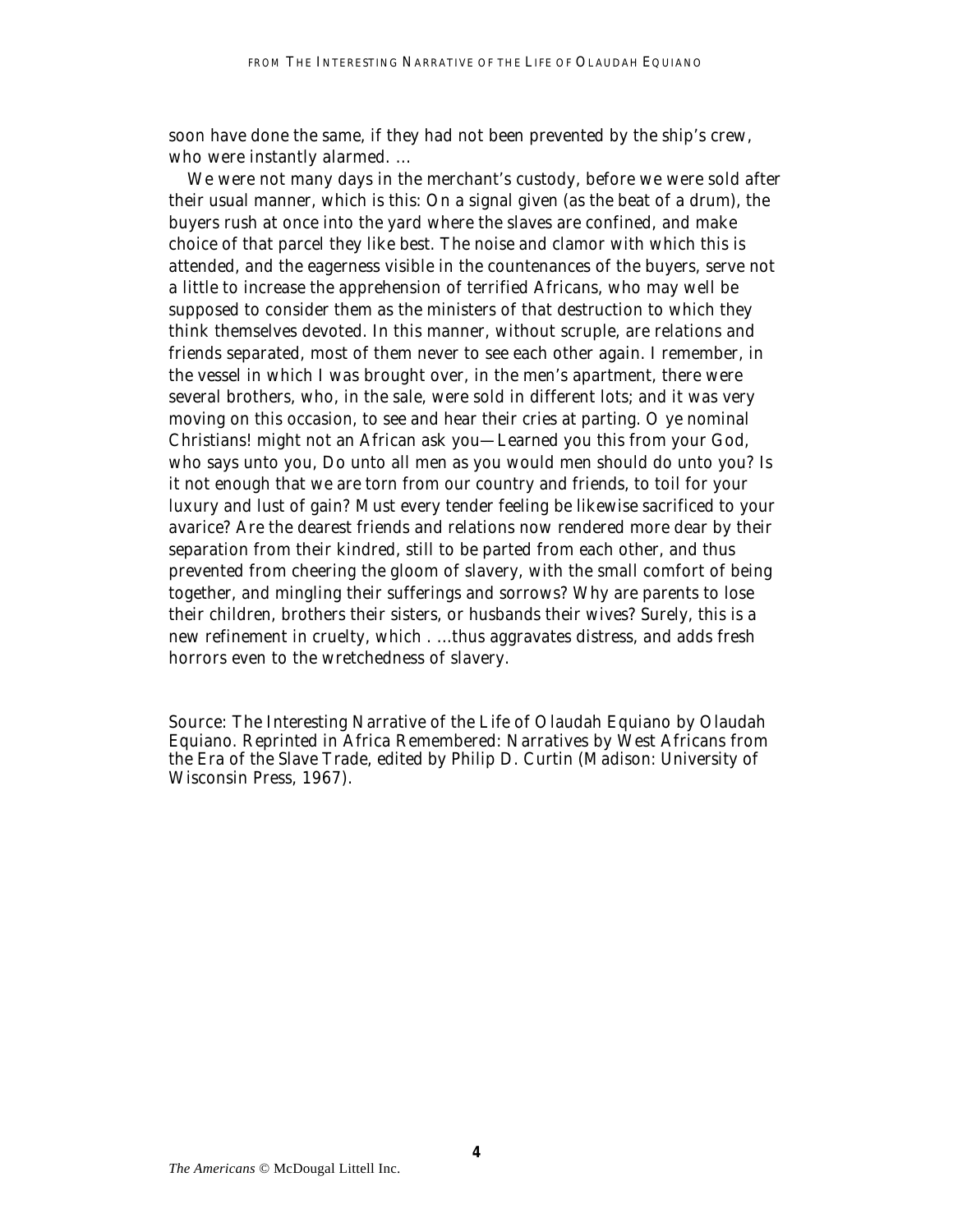soon have done the same, if they had not been prevented by the ship's crew, who were instantly alarmed. ...

We were not many days in the merchant's custody, before we were sold after their usual manner, which is this: On a signal given (as the beat of a drum), the buyers rush at once into the yard where the slaves are confined, and make choice of that parcel they like best. The noise and clamor with which this is attended, and the eagerness visible in the countenances of the buyers, serve not a little to increase the apprehension of terrified Africans, who may well be supposed to consider them as the ministers of that destruction to which they think themselves devoted. In this manner, without scruple, are relations and friends separated, most of them never to see each other again. I remember, in the vessel in which I was brought over, in the men's apartment, there were several brothers, who, in the sale, were sold in different lots; and it was very moving on this occasion, to see and hear their cries at parting. O ye nominal Christians! might not an African ask you—Learned you this from your God, who says unto you, Do unto all men as you would men should do unto you? Is it not enough that we are torn from our country and friends, to toil for your luxury and lust of gain? Must every tender feeling be likewise sacrificed to your avarice? Are the dearest friends and relations now rendered more dear by their separation from their kindred, still to be parted from each other, and thus prevented from cheering the gloom of slavery, with the small comfort of being together, and mingling their sufferings and sorrows? Why are parents to lose their children, brothers their sisters, or husbands their wives? Surely, this is a new refinement in cruelty, which . ...thus aggravates distress, and adds fresh horrors even to the wretchedness of slavery.

Source: The Interesting Narrative of the Life of Olaudah Equiano by Olaudah Equiano. Reprinted in Africa Remembered: Narratives by West Africans from the Era of the Slave Trade, edited by Philip D. Curtin (Madison: University of Wisconsin Press, 1967).